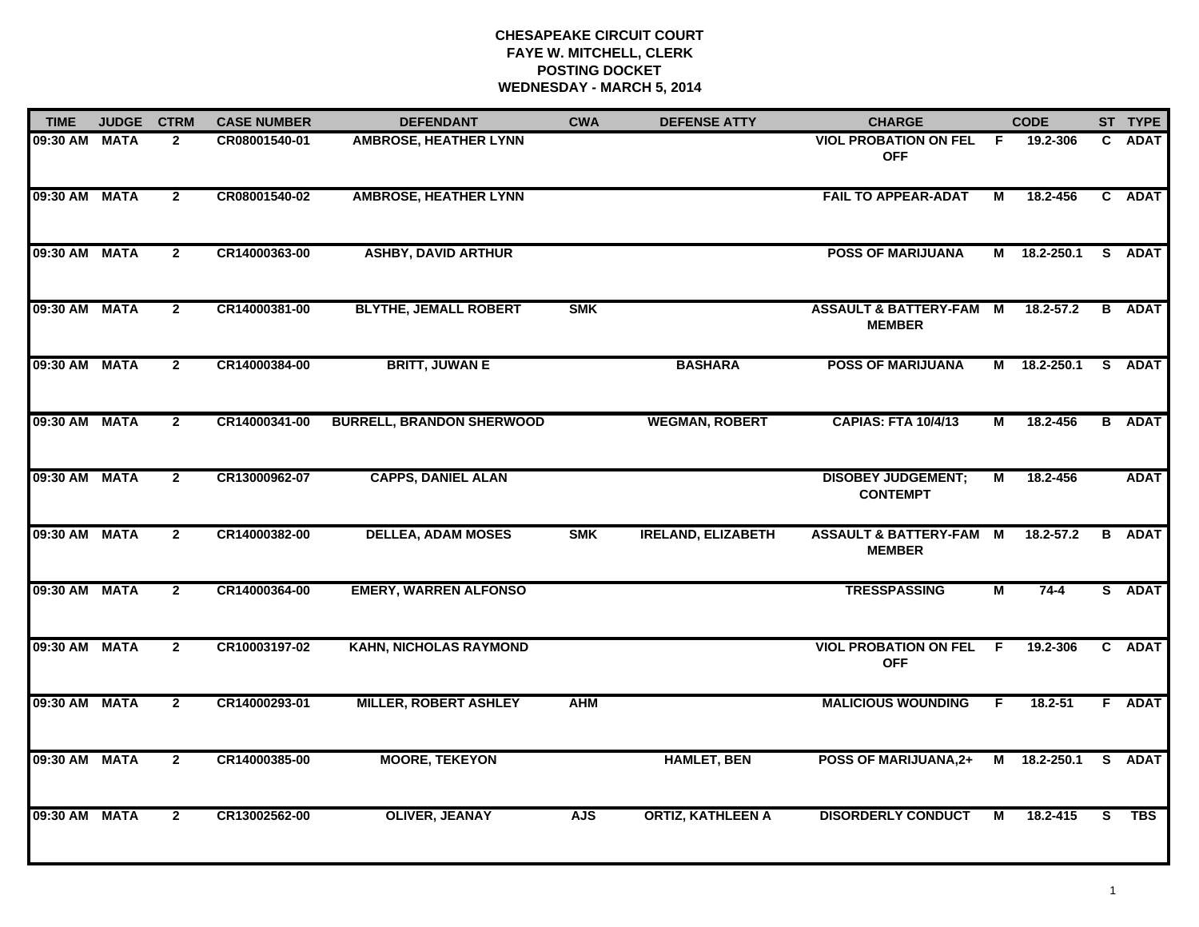**CHESAPEAKE CIRCUIT COURT**
**FAYE W. MITCHELL, CLERK**
**POSTING DOCKET**
**WEDNESDAY - MARCH 5, 2014**

| TIME | JUDGE | CTRM | CASE NUMBER | DEFENDANT | CWA | DEFENSE ATTY | CHARGE | | CODE | ST | TYPE |
|---|---|---|---|---|---|---|---|---|---|---|---|
| 09:30 AM | MATA | 2 | CR08001540-01 | AMBROSE, HEATHER LYNN | | | VIOL PROBATION ON FEL OFF | F | 19.2-306 | C | ADAT |
| 09:30 AM | MATA | 2 | CR08001540-02 | AMBROSE, HEATHER LYNN | | | FAIL TO APPEAR-ADAT | M | 18.2-456 | C | ADAT |
| 09:30 AM | MATA | 2 | CR14000363-00 | ASHBY, DAVID ARTHUR | | | POSS OF MARIJUANA | M | 18.2-250.1 | S | ADAT |
| 09:30 AM | MATA | 2 | CR14000381-00 | BLYTHE, JEMALL ROBERT | SMK | | ASSAULT & BATTERY-FAM MEMBER | M | 18.2-57.2 | B | ADAT |
| 09:30 AM | MATA | 2 | CR14000384-00 | BRITT, JUWAN E | | BASHARA | POSS OF MARIJUANA | M | 18.2-250.1 | S | ADAT |
| 09:30 AM | MATA | 2 | CR14000341-00 | BURRELL, BRANDON SHERWOOD | | WEGMAN, ROBERT | CAPIAS: FTA 10/4/13 | M | 18.2-456 | B | ADAT |
| 09:30 AM | MATA | 2 | CR13000962-07 | CAPPS, DANIEL ALAN | | | DISOBEY JUDGEMENT; CONTEMPT | M | 18.2-456 | | ADAT |
| 09:30 AM | MATA | 2 | CR14000382-00 | DELLEA, ADAM MOSES | SMK | IRELAND, ELIZABETH | ASSAULT & BATTERY-FAM MEMBER | M | 18.2-57.2 | B | ADAT |
| 09:30 AM | MATA | 2 | CR14000364-00 | EMERY, WARREN ALFONSO | | | TRESSPASSING | M | 74-4 | S | ADAT |
| 09:30 AM | MATA | 2 | CR10003197-02 | KAHN, NICHOLAS RAYMOND | | | VIOL PROBATION ON FEL OFF | F | 19.2-306 | C | ADAT |
| 09:30 AM | MATA | 2 | CR14000293-01 | MILLER, ROBERT ASHLEY | AHM | | MALICIOUS WOUNDING | F | 18.2-51 | F | ADAT |
| 09:30 AM | MATA | 2 | CR14000385-00 | MOORE, TEKEYON | | HAMLET, BEN | POSS OF MARIJUANA,2+ | M | 18.2-250.1 | S | ADAT |
| 09:30 AM | MATA | 2 | CR13002562-00 | OLIVER, JEANAY | AJS | ORTIZ, KATHLEEN A | DISORDERLY CONDUCT | M | 18.2-415 | S | TBS |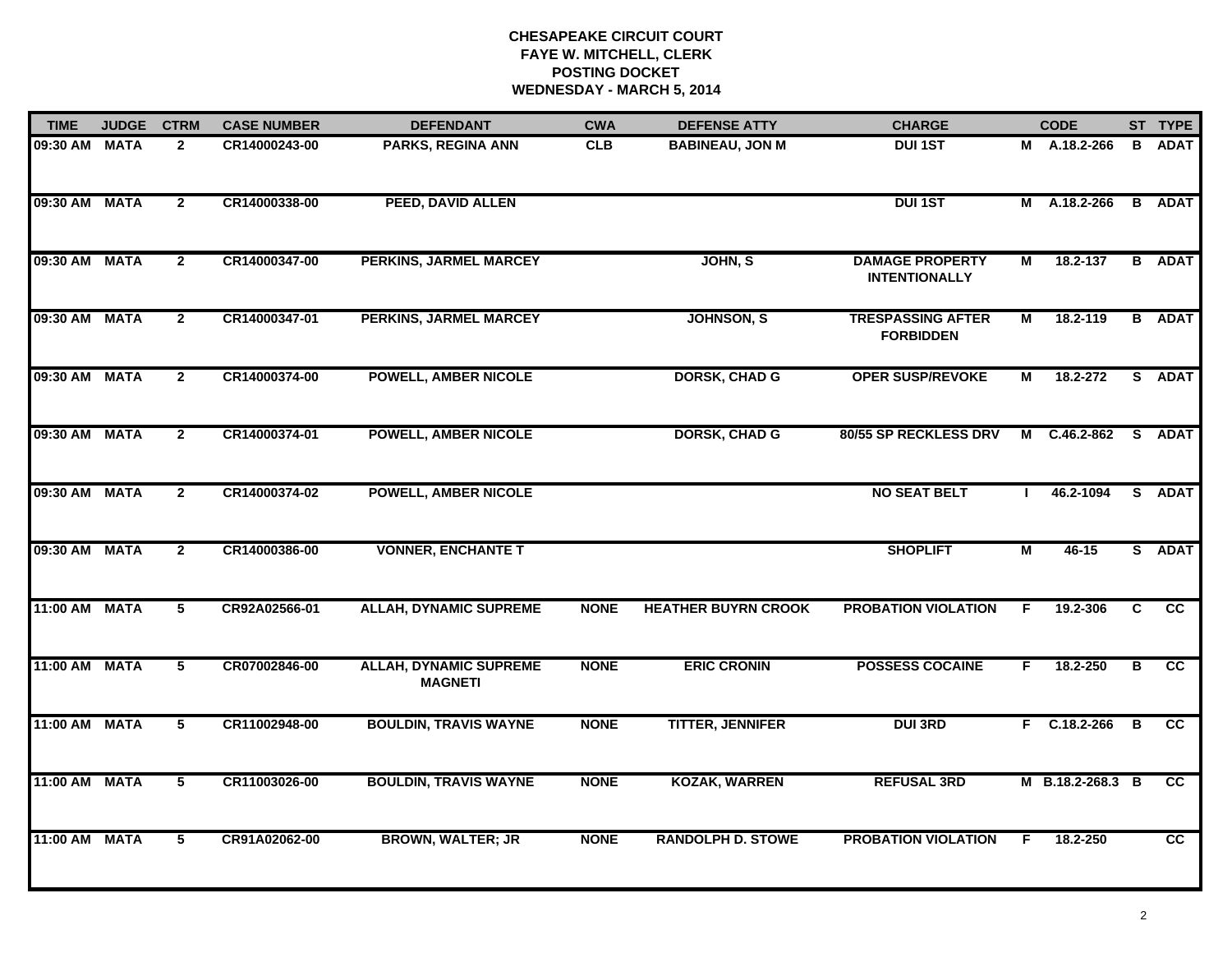**CHESAPEAKE CIRCUIT COURT**
**FAYE W. MITCHELL, CLERK**
**POSTING DOCKET**
**WEDNESDAY - MARCH 5, 2014**

| TIME | JUDGE | CTRM | CASE NUMBER | DEFENDANT | CWA | DEFENSE ATTY | CHARGE | | CODE | ST | TYPE |
|---|---|---|---|---|---|---|---|---|---|---|---|
| 09:30 AM | MATA | 2 | CR14000243-00 | PARKS, REGINA ANN | CLB | BABINEAU, JON M | DUI 1ST | M | A.18.2-266 | B | ADAT |
| 09:30 AM | MATA | 2 | CR14000338-00 | PEED, DAVID ALLEN | | | DUI 1ST | M | A.18.2-266 | B | ADAT |
| 09:30 AM | MATA | 2 | CR14000347-00 | PERKINS, JARMEL MARCEY | | JOHN, S | DAMAGE PROPERTY INTENTIONALLY | M | 18.2-137 | B | ADAT |
| 09:30 AM | MATA | 2 | CR14000347-01 | PERKINS, JARMEL MARCEY | | JOHNSON, S | TRESPASSING AFTER FORBIDDEN | M | 18.2-119 | B | ADAT |
| 09:30 AM | MATA | 2 | CR14000374-00 | POWELL, AMBER NICOLE | | DORSK, CHAD G | OPER SUSP/REVOKE | M | 18.2-272 | S | ADAT |
| 09:30 AM | MATA | 2 | CR14000374-01 | POWELL, AMBER NICOLE | | DORSK, CHAD G | 80/55 SP RECKLESS DRV | M | C.46.2-862 | S | ADAT |
| 09:30 AM | MATA | 2 | CR14000374-02 | POWELL, AMBER NICOLE | | | NO SEAT BELT | I | 46.2-1094 | S | ADAT |
| 09:30 AM | MATA | 2 | CR14000386-00 | VONNER, ENCHANTE T | | | SHOPLIFT | M | 46-15 | S | ADAT |
| 11:00 AM | MATA | 5 | CR92A02566-01 | ALLAH, DYNAMIC SUPREME | NONE | HEATHER BUYRN CROOK | PROBATION VIOLATION | F | 19.2-306 | C | CC |
| 11:00 AM | MATA | 5 | CR07002846-00 | ALLAH, DYNAMIC SUPREME MAGNETI | NONE | ERIC CRONIN | POSSESS COCAINE | F | 18.2-250 | B | CC |
| 11:00 AM | MATA | 5 | CR11002948-00 | BOULDIN, TRAVIS WAYNE | NONE | TITTER, JENNIFER | DUI 3RD | F | C.18.2-266 | B | CC |
| 11:00 AM | MATA | 5 | CR11003026-00 | BOULDIN, TRAVIS WAYNE | NONE | KOZAK, WARREN | REFUSAL 3RD | M | B.18.2-268.3 | B | CC |
| 11:00 AM | MATA | 5 | CR91A02062-00 | BROWN, WALTER; JR | NONE | RANDOLPH D. STOWE | PROBATION VIOLATION | F | 18.2-250 | | CC |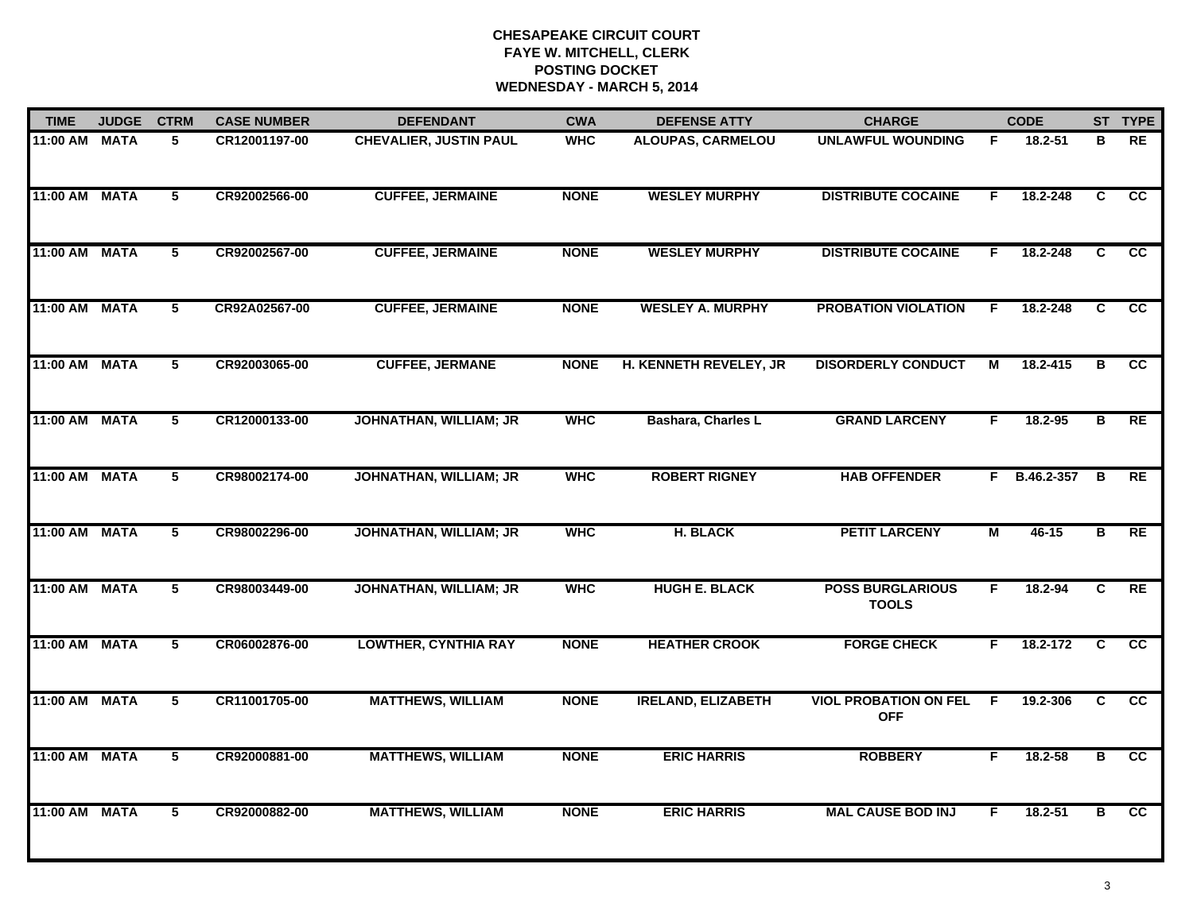# CHESAPEAKE CIRCUIT COURT
## FAYE W. MITCHELL, CLERK
## POSTING DOCKET
## WEDNESDAY - MARCH 5, 2014

| TIME | JUDGE | CTRM | CASE NUMBER | DEFENDANT | CWA | DEFENSE ATTY | CHARGE | | CODE | ST | TYPE |
|---|---|---|---|---|---|---|---|---|---|---|---|
| 11:00 AM | MATA | 5 | CR12001197-00 | CHEVALIER, JUSTIN PAUL | WHC | ALOUPAS, CARMELOU | UNLAWFUL WOUNDING | F | 18.2-51 | B | RE |
| 11:00 AM | MATA | 5 | CR92002566-00 | CUFFEE, JERMAINE | NONE | WESLEY MURPHY | DISTRIBUTE COCAINE | F | 18.2-248 | C | CC |
| 11:00 AM | MATA | 5 | CR92002567-00 | CUFFEE, JERMAINE | NONE | WESLEY MURPHY | DISTRIBUTE COCAINE | F | 18.2-248 | C | CC |
| 11:00 AM | MATA | 5 | CR92A02567-00 | CUFFEE, JERMAINE | NONE | WESLEY A. MURPHY | PROBATION VIOLATION | F | 18.2-248 | C | CC |
| 11:00 AM | MATA | 5 | CR92003065-00 | CUFFEE, JERMANE | NONE | H. KENNETH REVELEY, JR | DISORDERLY CONDUCT | M | 18.2-415 | B | CC |
| 11:00 AM | MATA | 5 | CR12000133-00 | JOHNATHAN, WILLIAM; JR | WHC | Bashara, Charles L | GRAND LARCENY | F | 18.2-95 | B | RE |
| 11:00 AM | MATA | 5 | CR98002174-00 | JOHNATHAN, WILLIAM; JR | WHC | ROBERT RIGNEY | HAB OFFENDER | F | B.46.2-357 | B | RE |
| 11:00 AM | MATA | 5 | CR98002296-00 | JOHNATHAN, WILLIAM; JR | WHC | H. BLACK | PETIT LARCENY | M | 46-15 | B | RE |
| 11:00 AM | MATA | 5 | CR98003449-00 | JOHNATHAN, WILLIAM; JR | WHC | HUGH E. BLACK | POSS BURGLARIOUS TOOLS | F | 18.2-94 | C | RE |
| 11:00 AM | MATA | 5 | CR06002876-00 | LOWTHER, CYNTHIA RAY | NONE | HEATHER CROOK | FORGE CHECK | F | 18.2-172 | C | CC |
| 11:00 AM | MATA | 5 | CR11001705-00 | MATTHEWS, WILLIAM | NONE | IRELAND, ELIZABETH | VIOL PROBATION ON FEL OFF | F | 19.2-306 | C | CC |
| 11:00 AM | MATA | 5 | CR92000881-00 | MATTHEWS, WILLIAM | NONE | ERIC HARRIS | ROBBERY | F | 18.2-58 | B | CC |
| 11:00 AM | MATA | 5 | CR92000882-00 | MATTHEWS, WILLIAM | NONE | ERIC HARRIS | MAL CAUSE BOD INJ | F | 18.2-51 | B | CC |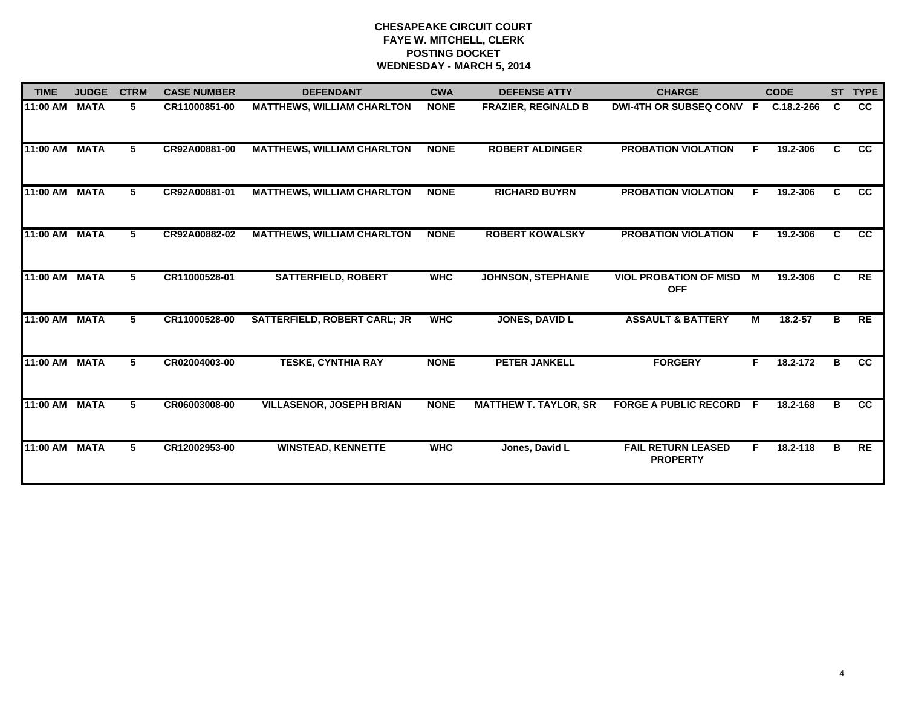# CHESAPEAKE CIRCUIT COURT
## FAYE W. MITCHELL, CLERK
## POSTING DOCKET
## WEDNESDAY - MARCH 5, 2014

| TIME | JUDGE | CTRM | CASE NUMBER | DEFENDANT | CWA | DEFENSE ATTY | CHARGE | | CODE | ST | TYPE |
|---|---|---|---|---|---|---|---|---|---|---|---|
| 11:00 AM | MATA | 5 | CR11000851-00 | MATTHEWS, WILLIAM CHARLTON | NONE | FRAZIER, REGINALD B | DWI-4TH OR SUBSEQ CONV | F | C.18.2-266 | C | CC |
| 11:00 AM | MATA | 5 | CR92A00881-00 | MATTHEWS, WILLIAM CHARLTON | NONE | ROBERT ALDINGER | PROBATION VIOLATION | F | 19.2-306 | C | CC |
| 11:00 AM | MATA | 5 | CR92A00881-01 | MATTHEWS, WILLIAM CHARLTON | NONE | RICHARD BUYRN | PROBATION VIOLATION | F | 19.2-306 | C | CC |
| 11:00 AM | MATA | 5 | CR92A00882-02 | MATTHEWS, WILLIAM CHARLTON | NONE | ROBERT KOWALSKY | PROBATION VIOLATION | F | 19.2-306 | C | CC |
| 11:00 AM | MATA | 5 | CR11000528-01 | SATTERFIELD, ROBERT | WHC | JOHNSON, STEPHANIE | VIOL PROBATION OF MISD OFF | M | 19.2-306 | C | RE |
| 11:00 AM | MATA | 5 | CR11000528-00 | SATTERFIELD, ROBERT CARL; JR | WHC | JONES, DAVID L | ASSAULT & BATTERY | M | 18.2-57 | B | RE |
| 11:00 AM | MATA | 5 | CR02004003-00 | TESKE, CYNTHIA RAY | NONE | PETER JANKELL | FORGERY | F | 18.2-172 | B | CC |
| 11:00 AM | MATA | 5 | CR06003008-00 | VILLASENOR, JOSEPH BRIAN | NONE | MATTHEW T. TAYLOR, SR | FORGE A PUBLIC RECORD | F | 18.2-168 | B | CC |
| 11:00 AM | MATA | 5 | CR12002953-00 | WINSTEAD, KENNETTE | WHC | Jones, David L | FAIL RETURN LEASED PROPERTY | F | 18.2-118 | B | RE |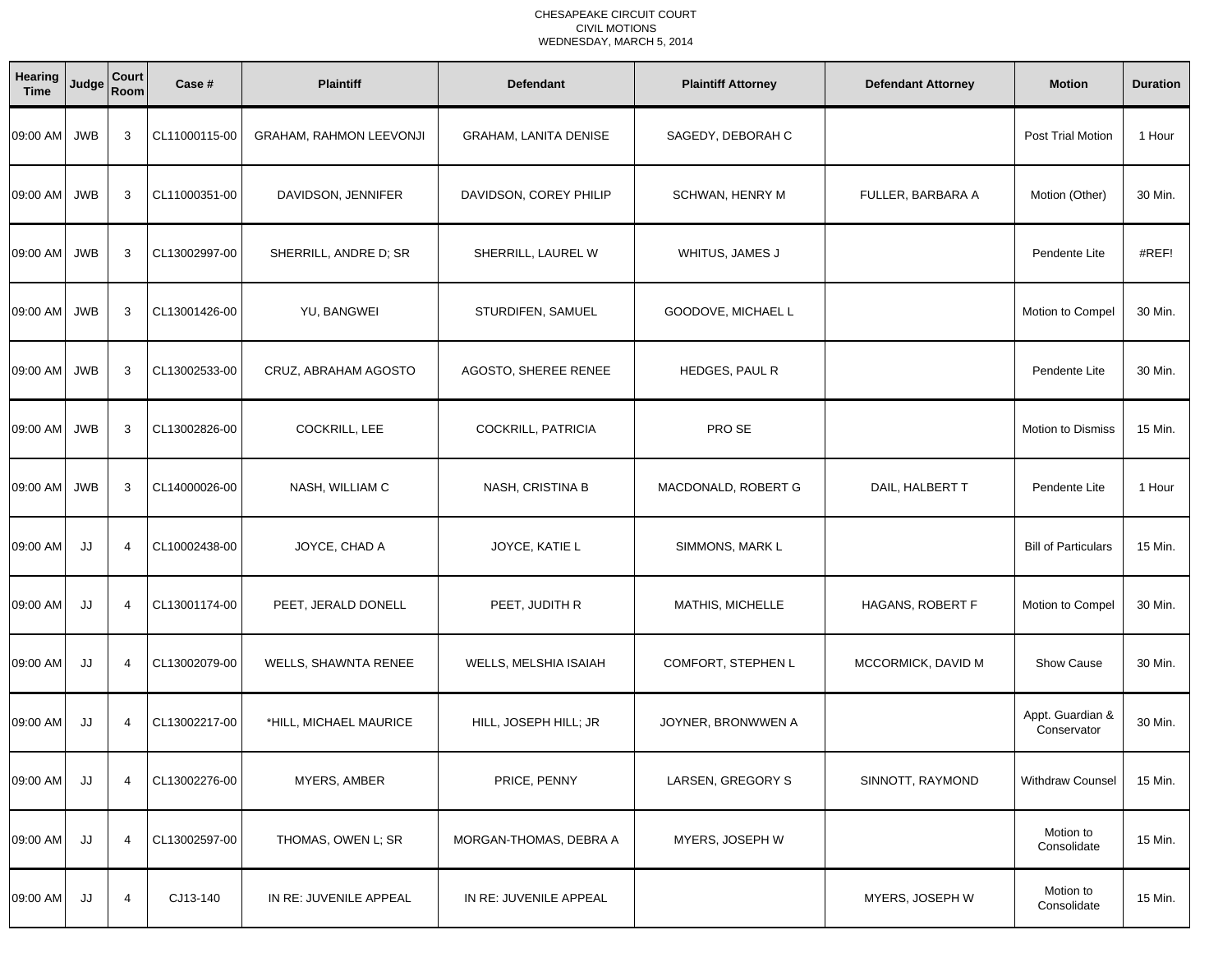CHESAPEAKE CIRCUIT COURT
CIVIL MOTIONS
WEDNESDAY, MARCH 5, 2014

| Hearing Time | Judge | Court Room | Case # | Plaintiff | Defendant | Plaintiff Attorney | Defendant Attorney | Motion | Duration |
|---|---|---|---|---|---|---|---|---|---|
| 09:00 AM | JWB | 3 | CL11000115-00 | GRAHAM, RAHMON LEEVONJI | GRAHAM, LANITA DENISE | SAGEDY, DEBORAH C | | Post Trial Motion | 1 Hour |
| 09:00 AM | JWB | 3 | CL11000351-00 | DAVIDSON, JENNIFER | DAVIDSON, COREY PHILIP | SCHWAN, HENRY M | FULLER, BARBARA A | Motion (Other) | 30 Min. |
| 09:00 AM | JWB | 3 | CL13002997-00 | SHERRILL, ANDRE D; SR | SHERRILL, LAUREL W | WHITUS, JAMES J | | Pendente Lite | #REF! |
| 09:00 AM | JWB | 3 | CL13001426-00 | YU, BANGWEI | STURDIFEN, SAMUEL | GOODOVE, MICHAEL L | | Motion to Compel | 30 Min. |
| 09:00 AM | JWB | 3 | CL13002533-00 | CRUZ, ABRAHAM AGOSTO | AGOSTO, SHEREE RENEE | HEDGES, PAUL R | | Pendente Lite | 30 Min. |
| 09:00 AM | JWB | 3 | CL13002826-00 | COCKRILL, LEE | COCKRILL, PATRICIA | PRO SE | | Motion to Dismiss | 15 Min. |
| 09:00 AM | JWB | 3 | CL14000026-00 | NASH, WILLIAM C | NASH, CRISTINA B | MACDONALD, ROBERT G | DAIL, HALBERT T | Pendente Lite | 1 Hour |
| 09:00 AM | JJ | 4 | CL10002438-00 | JOYCE, CHAD A | JOYCE, KATIE L | SIMMONS, MARK L | | Bill of Particulars | 15 Min. |
| 09:00 AM | JJ | 4 | CL13001174-00 | PEET, JERALD DONELL | PEET, JUDITH R | MATHIS, MICHELLE | HAGANS, ROBERT F | Motion to Compel | 30 Min. |
| 09:00 AM | JJ | 4 | CL13002079-00 | WELLS, SHAWNTA RENEE | WELLS, MELSHIA ISAIAH | COMFORT, STEPHEN L | MCCORMICK, DAVID M | Show Cause | 30 Min. |
| 09:00 AM | JJ | 4 | CL13002217-00 | *HILL, MICHAEL MAURICE | HILL, JOSEPH HILL; JR | JOYNER, BRONWWEN A | | Appt. Guardian & Conservator | 30 Min. |
| 09:00 AM | JJ | 4 | CL13002276-00 | MYERS, AMBER | PRICE, PENNY | LARSEN, GREGORY S | SINNOTT, RAYMOND | Withdraw Counsel | 15 Min. |
| 09:00 AM | JJ | 4 | CL13002597-00 | THOMAS, OWEN L; SR | MORGAN-THOMAS, DEBRA A | MYERS, JOSEPH W | | Motion to Consolidate | 15 Min. |
| 09:00 AM | JJ | 4 | CJ13-140 | IN RE: JUVENILE APPEAL | IN RE: JUVENILE APPEAL | | MYERS, JOSEPH W | Motion to Consolidate | 15 Min. |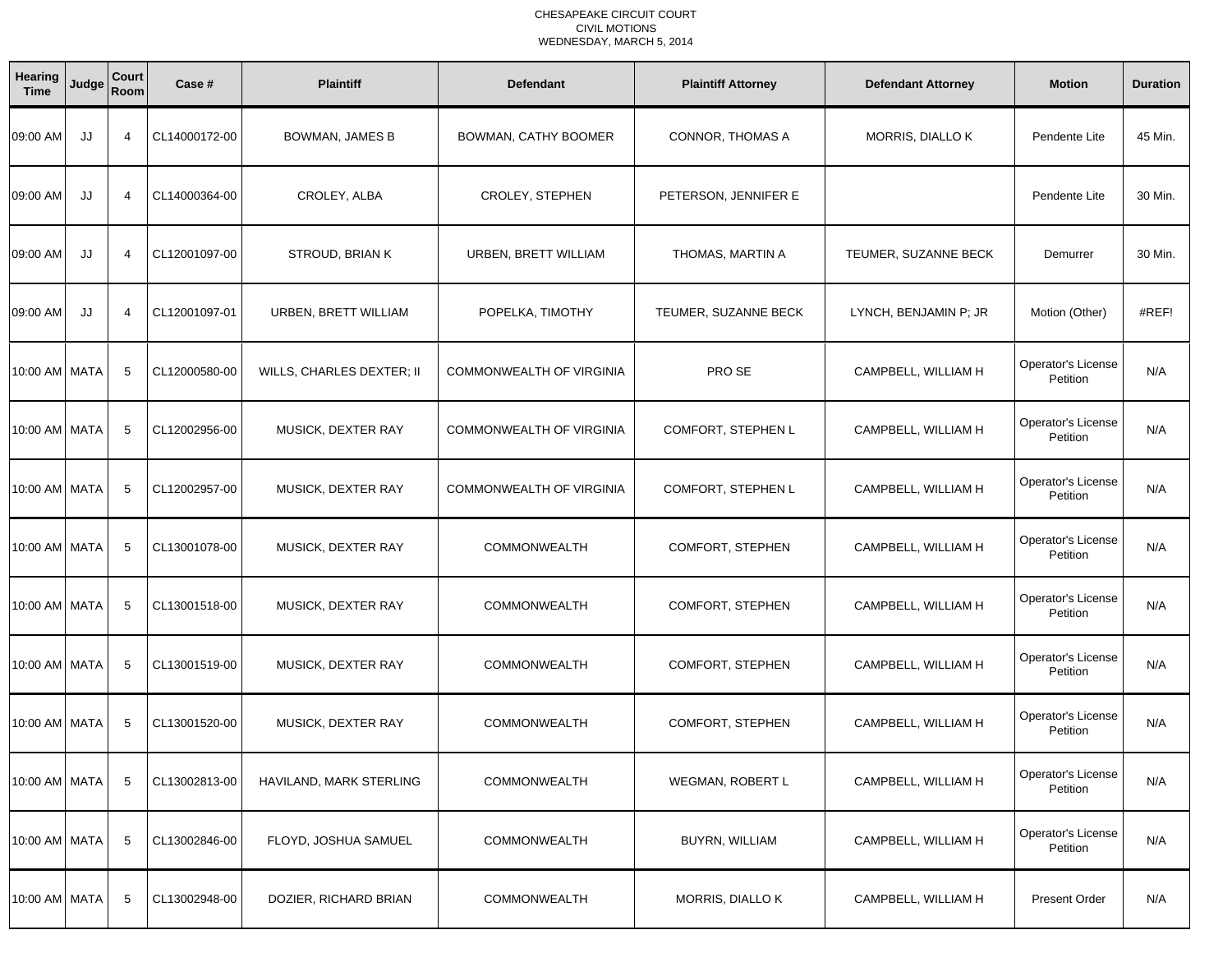CHESAPEAKE CIRCUIT COURT
CIVIL MOTIONS
WEDNESDAY, MARCH 5, 2014

| Hearing Time | Judge | Court Room | Case # | Plaintiff | Defendant | Plaintiff Attorney | Defendant Attorney | Motion | Duration |
|---|---|---|---|---|---|---|---|---|---|
| 09:00 AM | JJ | 4 | CL14000172-00 | BOWMAN, JAMES B | BOWMAN, CATHY BOOMER | CONNOR, THOMAS A | MORRIS, DIALLO K | Pendente Lite | 45 Min. |
| 09:00 AM | JJ | 4 | CL14000364-00 | CROLEY, ALBA | CROLEY, STEPHEN | PETERSON, JENNIFER E | | Pendente Lite | 30 Min. |
| 09:00 AM | JJ | 4 | CL12001097-00 | STROUD, BRIAN K | URBEN, BRETT WILLIAM | THOMAS, MARTIN A | TEUMER, SUZANNE BECK | Demurrer | 30 Min. |
| 09:00 AM | JJ | 4 | CL12001097-01 | URBEN, BRETT WILLIAM | POPELKA, TIMOTHY | TEUMER, SUZANNE BECK | LYNCH, BENJAMIN P; JR | Motion (Other) | #REF! |
| 10:00 AM | MATA | 5 | CL12000580-00 | WILLS, CHARLES DEXTER; II | COMMONWEALTH OF VIRGINIA | PRO SE | CAMPBELL, WILLIAM H | Operator's License Petition | N/A |
| 10:00 AM | MATA | 5 | CL12002956-00 | MUSICK, DEXTER RAY | COMMONWEALTH OF VIRGINIA | COMFORT, STEPHEN L | CAMPBELL, WILLIAM H | Operator's License Petition | N/A |
| 10:00 AM | MATA | 5 | CL12002957-00 | MUSICK, DEXTER RAY | COMMONWEALTH OF VIRGINIA | COMFORT, STEPHEN L | CAMPBELL, WILLIAM H | Operator's License Petition | N/A |
| 10:00 AM | MATA | 5 | CL13001078-00 | MUSICK, DEXTER RAY | COMMONWEALTH | COMFORT, STEPHEN | CAMPBELL, WILLIAM H | Operator's License Petition | N/A |
| 10:00 AM | MATA | 5 | CL13001518-00 | MUSICK, DEXTER RAY | COMMONWEALTH | COMFORT, STEPHEN | CAMPBELL, WILLIAM H | Operator's License Petition | N/A |
| 10:00 AM | MATA | 5 | CL13001519-00 | MUSICK, DEXTER RAY | COMMONWEALTH | COMFORT, STEPHEN | CAMPBELL, WILLIAM H | Operator's License Petition | N/A |
| 10:00 AM | MATA | 5 | CL13001520-00 | MUSICK, DEXTER RAY | COMMONWEALTH | COMFORT, STEPHEN | CAMPBELL, WILLIAM H | Operator's License Petition | N/A |
| 10:00 AM | MATA | 5 | CL13002813-00 | HAVILAND, MARK STERLING | COMMONWEALTH | WEGMAN, ROBERT L | CAMPBELL, WILLIAM H | Operator's License Petition | N/A |
| 10:00 AM | MATA | 5 | CL13002846-00 | FLOYD, JOSHUA SAMUEL | COMMONWEALTH | BUYRN, WILLIAM | CAMPBELL, WILLIAM H | Operator's License Petition | N/A |
| 10:00 AM | MATA | 5 | CL13002948-00 | DOZIER, RICHARD BRIAN | COMMONWEALTH | MORRIS, DIALLO K | CAMPBELL, WILLIAM H | Present Order | N/A |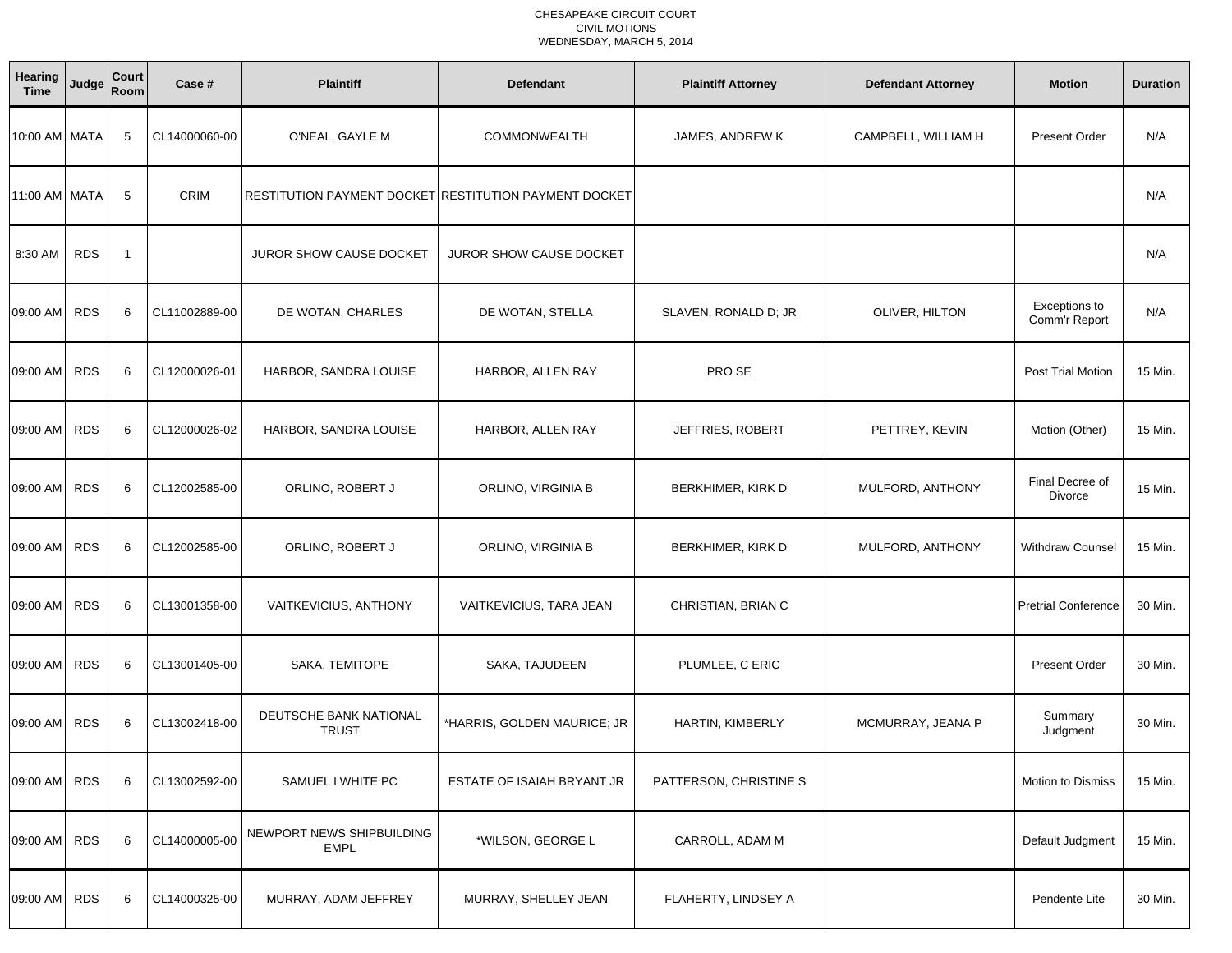CHESAPEAKE CIRCUIT COURT
CIVIL MOTIONS
WEDNESDAY, MARCH 5, 2014

| Hearing Time | Judge | Court Room | Case # | Plaintiff | Defendant | Plaintiff Attorney | Defendant Attorney | Motion | Duration |
|---|---|---|---|---|---|---|---|---|---|
| 10:00 AM | MATA | 5 | CL14000060-00 | O'NEAL, GAYLE M | COMMONWEALTH | JAMES, ANDREW K | CAMPBELL, WILLIAM H | Present Order | N/A |
| 11:00 AM | MATA | 5 | CRIM | RESTITUTION PAYMENT DOCKET | RESTITUTION PAYMENT DOCKET | | | | N/A |
| 8:30 AM | RDS | 1 | | JUROR SHOW CAUSE DOCKET | JUROR SHOW CAUSE DOCKET | | | | N/A |
| 09:00 AM | RDS | 6 | CL11002889-00 | DE WOTAN, CHARLES | DE WOTAN, STELLA | SLAVEN, RONALD D; JR | OLIVER, HILTON | Exceptions to Comm'r Report | N/A |
| 09:00 AM | RDS | 6 | CL12000026-01 | HARBOR, SANDRA LOUISE | HARBOR, ALLEN RAY | PRO SE | | Post Trial Motion | 15 Min. |
| 09:00 AM | RDS | 6 | CL12000026-02 | HARBOR, SANDRA LOUISE | HARBOR, ALLEN RAY | JEFFRIES, ROBERT | PETTREY, KEVIN | Motion (Other) | 15 Min. |
| 09:00 AM | RDS | 6 | CL12002585-00 | ORLINO, ROBERT J | ORLINO, VIRGINIA B | BERKHIMER, KIRK D | MULFORD, ANTHONY | Final Decree of Divorce | 15 Min. |
| 09:00 AM | RDS | 6 | CL12002585-00 | ORLINO, ROBERT J | ORLINO, VIRGINIA B | BERKHIMER, KIRK D | MULFORD, ANTHONY | Withdraw Counsel | 15 Min. |
| 09:00 AM | RDS | 6 | CL13001358-00 | VAITKEVICIUS, ANTHONY | VAITKEVICIUS, TARA JEAN | CHRISTIAN, BRIAN C | | Pretrial Conference | 30 Min. |
| 09:00 AM | RDS | 6 | CL13001405-00 | SAKA, TEMITOPE | SAKA, TAJUDEEN | PLUMLEE, C ERIC | | Present Order | 30 Min. |
| 09:00 AM | RDS | 6 | CL13002418-00 | DEUTSCHE BANK NATIONAL TRUST | *HARRIS, GOLDEN MAURICE; JR | HARTIN, KIMBERLY | MCMURRAY, JEANA P | Summary Judgment | 30 Min. |
| 09:00 AM | RDS | 6 | CL13002592-00 | SAMUEL I WHITE PC | ESTATE OF ISAIAH BRYANT JR | PATTERSON, CHRISTINE S | | Motion to Dismiss | 15 Min. |
| 09:00 AM | RDS | 6 | CL14000005-00 | NEWPORT NEWS SHIPBUILDING EMPL | *WILSON, GEORGE L | CARROLL, ADAM M | | Default Judgment | 15 Min. |
| 09:00 AM | RDS | 6 | CL14000325-00 | MURRAY, ADAM JEFFREY | MURRAY, SHELLEY JEAN | FLAHERTY, LINDSEY A | | Pendente Lite | 30 Min. |